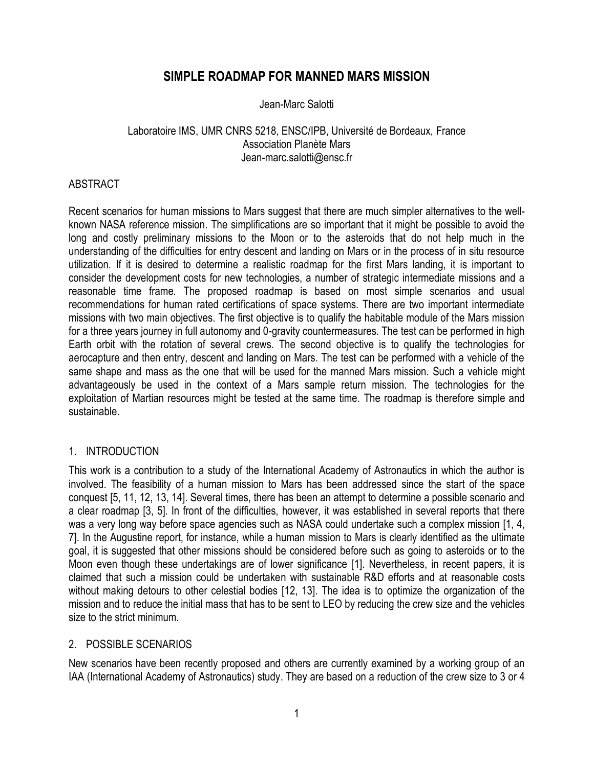# SIMPLE ROADMAP FOR MANNED MARS MISSION

Jean-Marc Salotti

Laboratoire IMS, UMR CNRS 5218, ENSC/IPB, Université de Bordeaux, France
Association Planète Mars
Jean-marc.salotti@ensc.fr

## ABSTRACT

Recent scenarios for human missions to Mars suggest that there are much simpler alternatives to the well-known NASA reference mission. The simplifications are so important that it might be possible to avoid the long and costly preliminary missions to the Moon or to the asteroids that do not help much in the understanding of the difficulties for entry descent and landing on Mars or in the process of in situ resource utilization. If it is desired to determine a realistic roadmap for the first Mars landing, it is important to consider the development costs for new technologies, a number of strategic intermediate missions and a reasonable time frame. The proposed roadmap is based on most simple scenarios and usual recommendations for human rated certifications of space systems. There are two important intermediate missions with two main objectives. The first objective is to qualify the habitable module of the Mars mission for a three years journey in full autonomy and 0-gravity countermeasures. The test can be performed in high Earth orbit with the rotation of several crews. The second objective is to qualify the technologies for aerocapture and then entry, descent and landing on Mars. The test can be performed with a vehicle of the same shape and mass as the one that will be used for the manned Mars mission. Such a vehicle might advantageously be used in the context of a Mars sample return mission. The technologies for the exploitation of Martian resources might be tested at the same time. The roadmap is therefore simple and sustainable.

## 1. INTRODUCTION

This work is a contribution to a study of the International Academy of Astronautics in which the author is involved. The feasibility of a human mission to Mars has been addressed since the start of the space conquest [5, 11, 12, 13, 14]. Several times, there has been an attempt to determine a possible scenario and a clear roadmap [3, 5]. In front of the difficulties, however, it was established in several reports that there was a very long way before space agencies such as NASA could undertake such a complex mission [1, 4, 7]. In the Augustine report, for instance, while a human mission to Mars is clearly identified as the ultimate goal, it is suggested that other missions should be considered before such as going to asteroids or to the Moon even though these undertakings are of lower significance [1]. Nevertheless, in recent papers, it is claimed that such a mission could be undertaken with sustainable R&D efforts and at reasonable costs without making detours to other celestial bodies [12, 13]. The idea is to optimize the organization of the mission and to reduce the initial mass that has to be sent to LEO by reducing the crew size and the vehicles size to the strict minimum.

## 2. POSSIBLE SCENARIOS

New scenarios have been recently proposed and others are currently examined by a working group of an IAA (International Academy of Astronautics) study. They are based on a reduction of the crew size to 3 or 4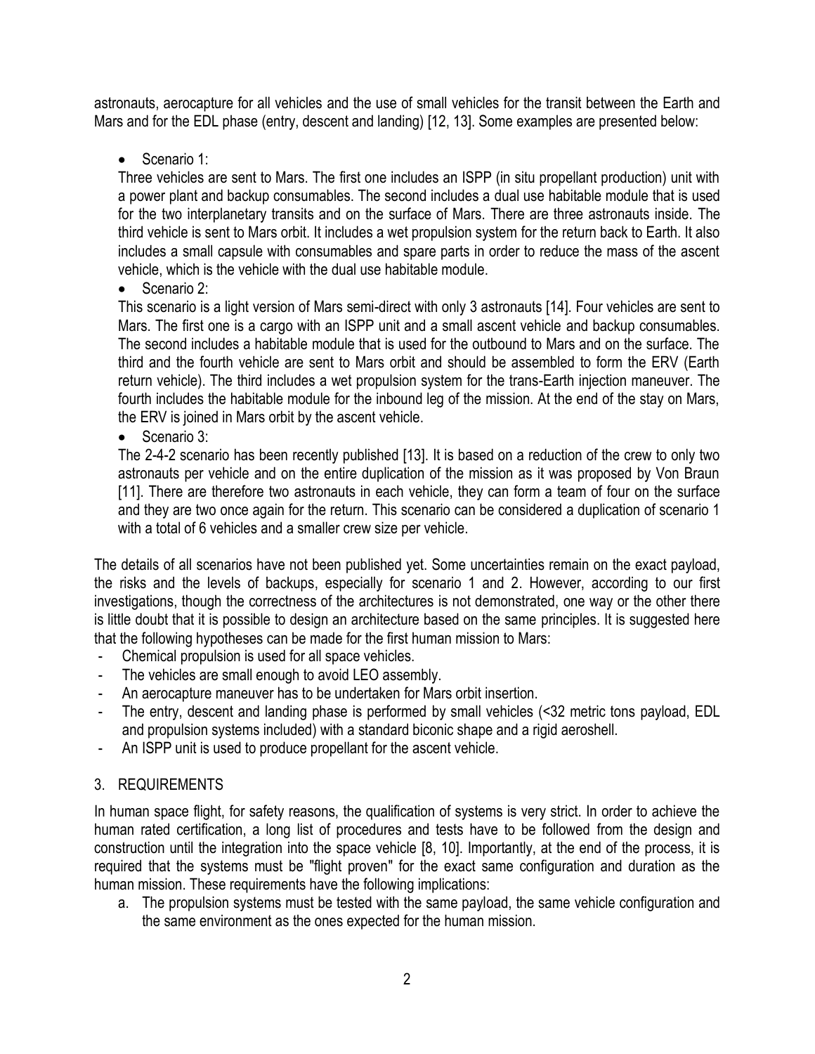astronauts, aerocapture for all vehicles and the use of small vehicles for the transit between the Earth and Mars and for the EDL phase (entry, descent and landing) [12, 13]. Some examples are presented below:

- Scenario 1:
  Three vehicles are sent to Mars. The first one includes an ISPP (in situ propellant production) unit with a power plant and backup consumables. The second includes a dual use habitable module that is used for the two interplanetary transits and on the surface of Mars. There are three astronauts inside. The third vehicle is sent to Mars orbit. It includes a wet propulsion system for the return back to Earth. It also includes a small capsule with consumables and spare parts in order to reduce the mass of the ascent vehicle, which is the vehicle with the dual use habitable module.
- Scenario 2:
  This scenario is a light version of Mars semi-direct with only 3 astronauts [14]. Four vehicles are sent to Mars. The first one is a cargo with an ISPP unit and a small ascent vehicle and backup consumables. The second includes a habitable module that is used for the outbound to Mars and on the surface. The third and the fourth vehicle are sent to Mars orbit and should be assembled to form the ERV (Earth return vehicle). The third includes a wet propulsion system for the trans-Earth injection maneuver. The fourth includes the habitable module for the inbound leg of the mission. At the end of the stay on Mars, the ERV is joined in Mars orbit by the ascent vehicle.
- Scenario 3:
  The 2-4-2 scenario has been recently published [13]. It is based on a reduction of the crew to only two astronauts per vehicle and on the entire duplication of the mission as it was proposed by Von Braun [11]. There are therefore two astronauts in each vehicle, they can form a team of four on the surface and they are two once again for the return. This scenario can be considered a duplication of scenario 1 with a total of 6 vehicles and a smaller crew size per vehicle.

The details of all scenarios have not been published yet. Some uncertainties remain on the exact payload, the risks and the levels of backups, especially for scenario 1 and 2. However, according to our first investigations, though the correctness of the architectures is not demonstrated, one way or the other there is little doubt that it is possible to design an architecture based on the same principles. It is suggested here that the following hypotheses can be made for the first human mission to Mars:

- Chemical propulsion is used for all space vehicles.
- The vehicles are small enough to avoid LEO assembly.
- An aerocapture maneuver has to be undertaken for Mars orbit insertion.
- The entry, descent and landing phase is performed by small vehicles (<32 metric tons payload, EDL and propulsion systems included) with a standard biconic shape and a rigid aeroshell.
- An ISPP unit is used to produce propellant for the ascent vehicle.

## 3. REQUIREMENTS

In human space flight, for safety reasons, the qualification of systems is very strict. In order to achieve the human rated certification, a long list of procedures and tests have to be followed from the design and construction until the integration into the space vehicle [8, 10]. Importantly, at the end of the process, it is required that the systems must be "flight proven" for the exact same configuration and duration as the human mission. These requirements have the following implications:

a. The propulsion systems must be tested with the same payload, the same vehicle configuration and the same environment as the ones expected for the human mission.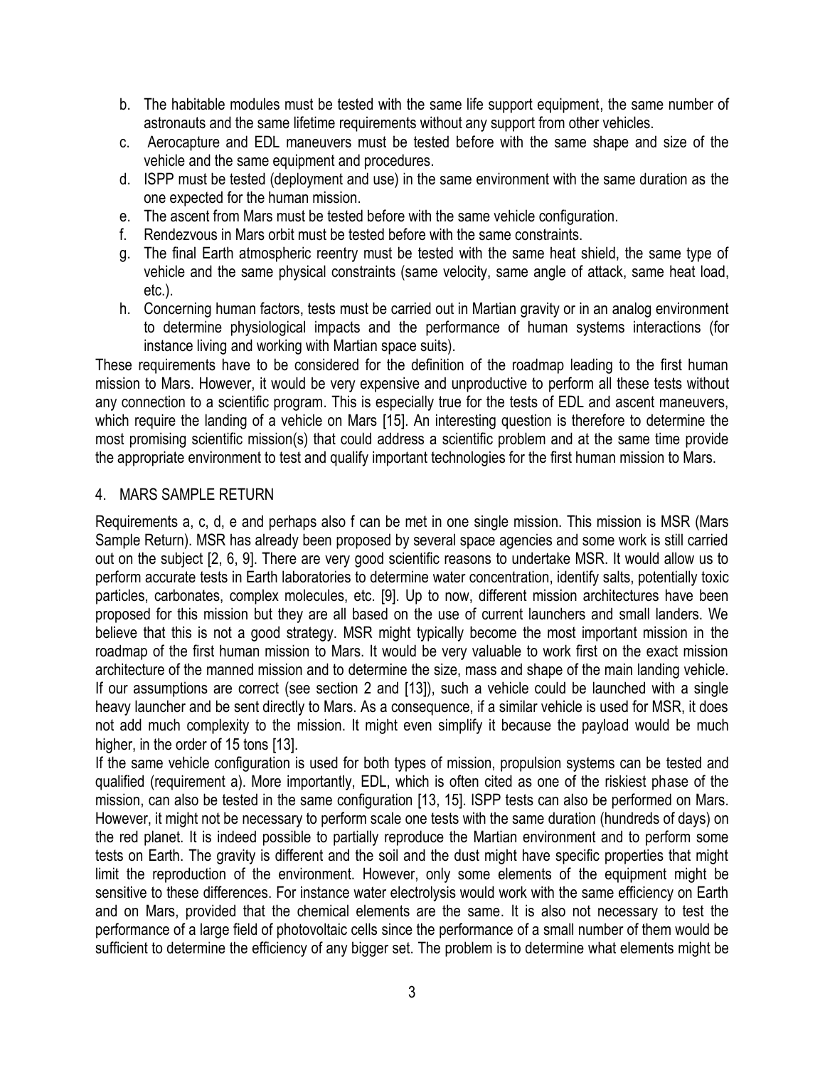b. The habitable modules must be tested with the same life support equipment, the same number of astronauts and the same lifetime requirements without any support from other vehicles.
c. Aerocapture and EDL maneuvers must be tested before with the same shape and size of the vehicle and the same equipment and procedures.
d. ISPP must be tested (deployment and use) in the same environment with the same duration as the one expected for the human mission.
e. The ascent from Mars must be tested before with the same vehicle configuration.
f. Rendezvous in Mars orbit must be tested before with the same constraints.
g. The final Earth atmospheric reentry must be tested with the same heat shield, the same type of vehicle and the same physical constraints (same velocity, same angle of attack, same heat load, etc.).
h. Concerning human factors, tests must be carried out in Martian gravity or in an analog environment to determine physiological impacts and the performance of human systems interactions (for instance living and working with Martian space suits).

These requirements have to be considered for the definition of the roadmap leading to the first human mission to Mars. However, it would be very expensive and unproductive to perform all these tests without any connection to a scientific program. This is especially true for the tests of EDL and ascent maneuvers, which require the landing of a vehicle on Mars [15]. An interesting question is therefore to determine the most promising scientific mission(s) that could address a scientific problem and at the same time provide the appropriate environment to test and qualify important technologies for the first human mission to Mars.

## 4. MARS SAMPLE RETURN

Requirements a, c, d, e and perhaps also f can be met in one single mission. This mission is MSR (Mars Sample Return). MSR has already been proposed by several space agencies and some work is still carried out on the subject [2, 6, 9]. There are very good scientific reasons to undertake MSR. It would allow us to perform accurate tests in Earth laboratories to determine water concentration, identify salts, potentially toxic particles, carbonates, complex molecules, etc. [9]. Up to now, different mission architectures have been proposed for this mission but they are all based on the use of current launchers and small landers. We believe that this is not a good strategy. MSR might typically become the most important mission in the roadmap of the first human mission to Mars. It would be very valuable to work first on the exact mission architecture of the manned mission and to determine the size, mass and shape of the main landing vehicle. If our assumptions are correct (see section 2 and [13]), such a vehicle could be launched with a single heavy launcher and be sent directly to Mars. As a consequence, if a similar vehicle is used for MSR, it does not add much complexity to the mission. It might even simplify it because the payload would be much higher, in the order of 15 tons [13].

If the same vehicle configuration is used for both types of mission, propulsion systems can be tested and qualified (requirement a). More importantly, EDL, which is often cited as one of the riskiest phase of the mission, can also be tested in the same configuration [13, 15]. ISPP tests can also be performed on Mars. However, it might not be necessary to perform scale one tests with the same duration (hundreds of days) on the red planet. It is indeed possible to partially reproduce the Martian environment and to perform some tests on Earth. The gravity is different and the soil and the dust might have specific properties that might limit the reproduction of the environment. However, only some elements of the equipment might be sensitive to these differences. For instance water electrolysis would work with the same efficiency on Earth and on Mars, provided that the chemical elements are the same. It is also not necessary to test the performance of a large field of photovoltaic cells since the performance of a small number of them would be sufficient to determine the efficiency of any bigger set. The problem is to determine what elements might be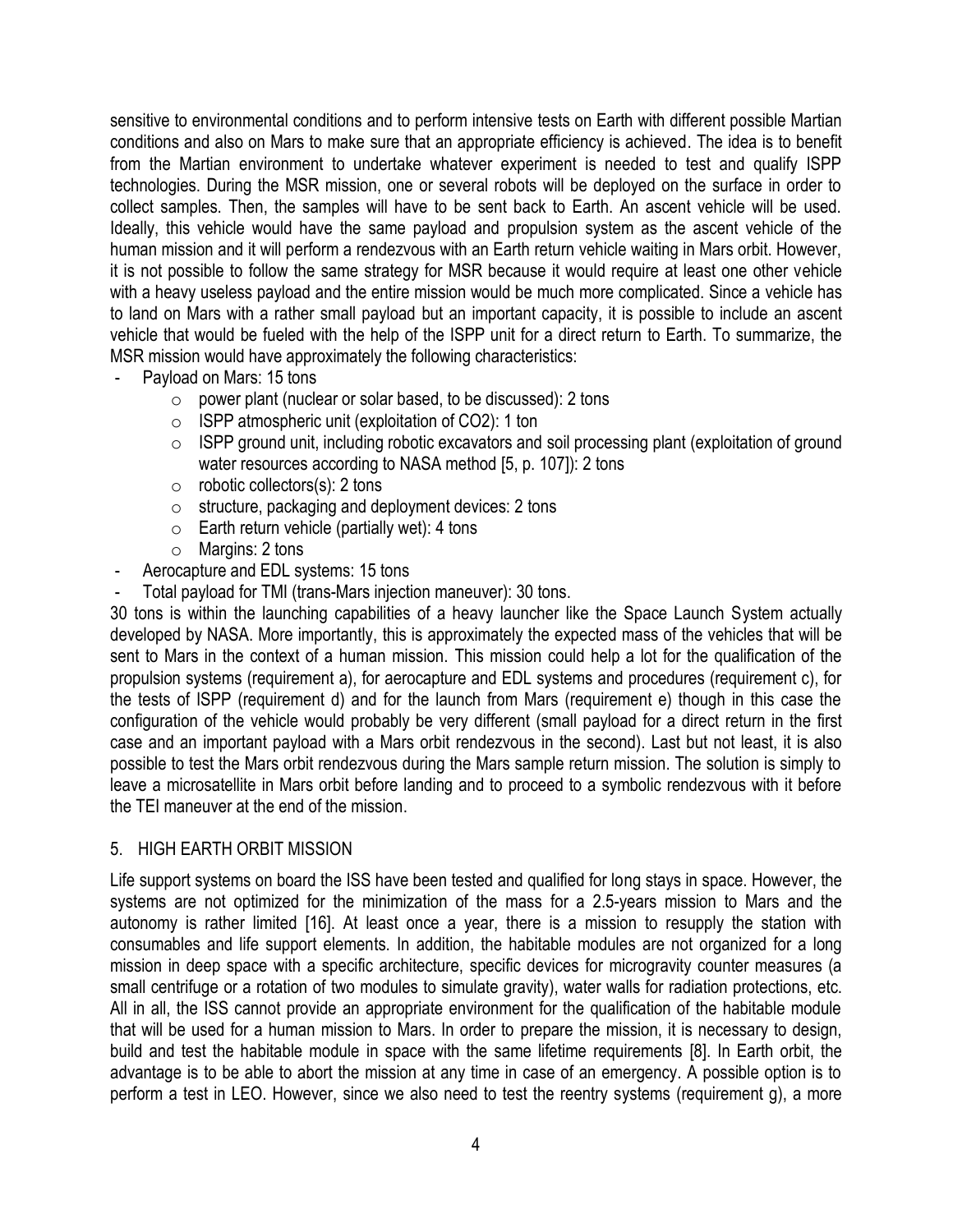sensitive to environmental conditions and to perform intensive tests on Earth with different possible Martian conditions and also on Mars to make sure that an appropriate efficiency is achieved. The idea is to benefit from the Martian environment to undertake whatever experiment is needed to test and qualify ISPP technologies. During the MSR mission, one or several robots will be deployed on the surface in order to collect samples. Then, the samples will have to be sent back to Earth. An ascent vehicle will be used. Ideally, this vehicle would have the same payload and propulsion system as the ascent vehicle of the human mission and it will perform a rendezvous with an Earth return vehicle waiting in Mars orbit. However, it is not possible to follow the same strategy for MSR because it would require at least one other vehicle with a heavy useless payload and the entire mission would be much more complicated. Since a vehicle has to land on Mars with a rather small payload but an important capacity, it is possible to include an ascent vehicle that would be fueled with the help of the ISPP unit for a direct return to Earth. To summarize, the MSR mission would have approximately the following characteristics:

- Payload on Mars: 15 tons
  - power plant (nuclear or solar based, to be discussed): 2 tons
  - ISPP atmospheric unit (exploitation of CO2): 1 ton
  - ISPP ground unit, including robotic excavators and soil processing plant (exploitation of ground water resources according to NASA method [5, p. 107]): 2 tons
  - robotic collectors(s): 2 tons
  - structure, packaging and deployment devices: 2 tons
  - Earth return vehicle (partially wet): 4 tons
  - Margins: 2 tons
- Aerocapture and EDL systems: 15 tons
- Total payload for TMI (trans-Mars injection maneuver): 30 tons.

30 tons is within the launching capabilities of a heavy launcher like the Space Launch System actually developed by NASA. More importantly, this is approximately the expected mass of the vehicles that will be sent to Mars in the context of a human mission. This mission could help a lot for the qualification of the propulsion systems (requirement a), for aerocapture and EDL systems and procedures (requirement c), for the tests of ISPP (requirement d) and for the launch from Mars (requirement e) though in this case the configuration of the vehicle would probably be very different (small payload for a direct return in the first case and an important payload with a Mars orbit rendezvous in the second). Last but not least, it is also possible to test the Mars orbit rendezvous during the Mars sample return mission. The solution is simply to leave a microsatellite in Mars orbit before landing and to proceed to a symbolic rendezvous with it before the TEI maneuver at the end of the mission.

## 5. HIGH EARTH ORBIT MISSION

Life support systems on board the ISS have been tested and qualified for long stays in space. However, the systems are not optimized for the minimization of the mass for a 2.5-years mission to Mars and the autonomy is rather limited [16]. At least once a year, there is a mission to resupply the station with consumables and life support elements. In addition, the habitable modules are not organized for a long mission in deep space with a specific architecture, specific devices for microgravity counter measures (a small centrifuge or a rotation of two modules to simulate gravity), water walls for radiation protections, etc. All in all, the ISS cannot provide an appropriate environment for the qualification of the habitable module that will be used for a human mission to Mars. In order to prepare the mission, it is necessary to design, build and test the habitable module in space with the same lifetime requirements [8]. In Earth orbit, the advantage is to be able to abort the mission at any time in case of an emergency. A possible option is to perform a test in LEO. However, since we also need to test the reentry systems (requirement g), a more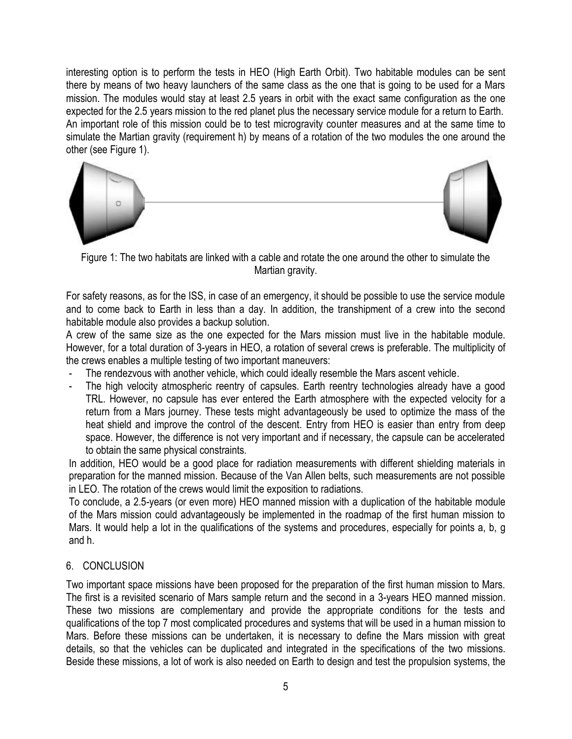interesting option is to perform the tests in HEO (High Earth Orbit). Two habitable modules can be sent there by means of two heavy launchers of the same class as the one that is going to be used for a Mars mission. The modules would stay at least 2.5 years in orbit with the exact same configuration as the one expected for the 2.5 years mission to the red planet plus the necessary service module for a return to Earth. An important role of this mission could be to test microgravity counter measures and at the same time to simulate the Martian gravity (requirement h) by means of a rotation of the two modules the one around the other (see Figure 1).

Figure 1: The two habitats are linked with a cable and rotate the one around the other to simulate the Martian gravity.

For safety reasons, as for the ISS, in case of an emergency, it should be possible to use the service module and to come back to Earth in less than a day. In addition, the transhipment of a crew into the second habitable module also provides a backup solution.

A crew of the same size as the one expected for the Mars mission must live in the habitable module. However, for a total duration of 3-years in HEO, a rotation of several crews is preferable. The multiplicity of the crews enables a multiple testing of two important maneuvers:

- The rendezvous with another vehicle, which could ideally resemble the Mars ascent vehicle.
- The high velocity atmospheric reentry of capsules. Earth reentry technologies already have a good TRL. However, no capsule has ever entered the Earth atmosphere with the expected velocity for a return from a Mars journey. These tests might advantageously be used to optimize the mass of the heat shield and improve the control of the descent. Entry from HEO is easier than entry from deep space. However, the difference is not very important and if necessary, the capsule can be accelerated to obtain the same physical constraints.

In addition, HEO would be a good place for radiation measurements with different shielding materials in preparation for the manned mission. Because of the Van Allen belts, such measurements are not possible in LEO. The rotation of the crews would limit the exposition to radiations.

To conclude, a 2.5-years (or even more) HEO manned mission with a duplication of the habitable module of the Mars mission could advantageously be implemented in the roadmap of the first human mission to Mars. It would help a lot in the qualifications of the systems and procedures, especially for points a, b, g and h.

## 6. CONCLUSION

Two important space missions have been proposed for the preparation of the first human mission to Mars. The first is a revisited scenario of Mars sample return and the second in a 3-years HEO manned mission. These two missions are complementary and provide the appropriate conditions for the tests and qualifications of the top 7 most complicated procedures and systems that will be used in a human mission to Mars. Before these missions can be undertaken, it is necessary to define the Mars mission with great details, so that the vehicles can be duplicated and integrated in the specifications of the two missions. Beside these missions, a lot of work is also needed on Earth to design and test the propulsion systems, the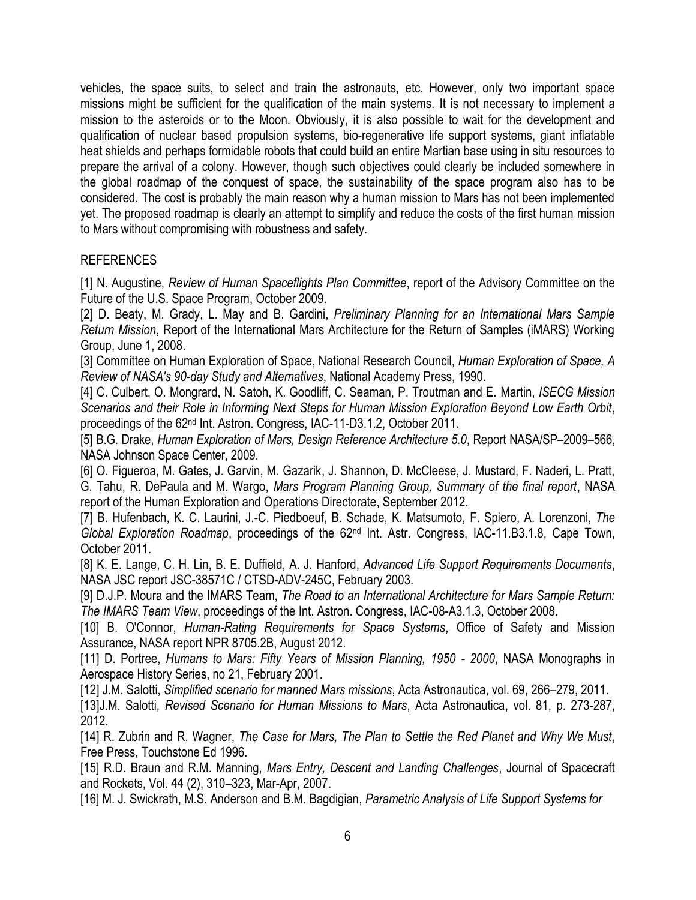vehicles, the space suits, to select and train the astronauts, etc. However, only two important space missions might be sufficient for the qualification of the main systems. It is not necessary to implement a mission to the asteroids or to the Moon. Obviously, it is also possible to wait for the development and qualification of nuclear based propulsion systems, bio-regenerative life support systems, giant inflatable heat shields and perhaps formidable robots that could build an entire Martian base using in situ resources to prepare the arrival of a colony. However, though such objectives could clearly be included somewhere in the global roadmap of the conquest of space, the sustainability of the space program also has to be considered. The cost is probably the main reason why a human mission to Mars has not been implemented yet. The proposed roadmap is clearly an attempt to simplify and reduce the costs of the first human mission to Mars without compromising with robustness and safety.

## REFERENCES

[1] N. Augustine, *Review of Human Spaceflights Plan Committee*, report of the Advisory Committee on the Future of the U.S. Space Program, October 2009.

[2] D. Beaty, M. Grady, L. May and B. Gardini, *Preliminary Planning for an International Mars Sample Return Mission*, Report of the International Mars Architecture for the Return of Samples (iMARS) Working Group, June 1, 2008.

[3] Committee on Human Exploration of Space, National Research Council, *Human Exploration of Space, A Review of NASA's 90-day Study and Alternatives*, National Academy Press, 1990.

[4] C. Culbert, O. Mongrard, N. Satoh, K. Goodliff, C. Seaman, P. Troutman and E. Martin, *ISECG Mission Scenarios and their Role in Informing Next Steps for Human Mission Exploration Beyond Low Earth Orbit*, proceedings of the 62nd Int. Astron. Congress, IAC-11-D3.1.2, October 2011.

[5] B.G. Drake, *Human Exploration of Mars, Design Reference Architecture 5.0*, Report NASA/SP–2009–566, NASA Johnson Space Center, 2009.

[6] O. Figueroa, M. Gates, J. Garvin, M. Gazarik, J. Shannon, D. McCleese, J. Mustard, F. Naderi, L. Pratt, G. Tahu, R. DePaula and M. Wargo, *Mars Program Planning Group, Summary of the final report*, NASA report of the Human Exploration and Operations Directorate, September 2012.

[7] B. Hufenbach, K. C. Laurini, J.-C. Piedboeuf, B. Schade, K. Matsumoto, F. Spiero, A. Lorenzoni, *The Global Exploration Roadmap*, proceedings of the 62nd Int. Astr. Congress, IAC-11.B3.1.8, Cape Town, October 2011.

[8] K. E. Lange, C. H. Lin, B. E. Duffield, A. J. Hanford, *Advanced Life Support Requirements Documents*, NASA JSC report JSC-38571C / CTSD-ADV-245C, February 2003.

[9] D.J.P. Moura and the IMARS Team, *The Road to an International Architecture for Mars Sample Return: The IMARS Team View*, proceedings of the Int. Astron. Congress, IAC-08-A3.1.3, October 2008.

[10] B. O'Connor, *Human-Rating Requirements for Space Systems*, Office of Safety and Mission Assurance, NASA report NPR 8705.2B, August 2012.

[11] D. Portree, *Humans to Mars: Fifty Years of Mission Planning, 1950 - 2000*, NASA Monographs in Aerospace History Series, no 21, February 2001.

[12] J.M. Salotti, *Simplified scenario for manned Mars missions*, Acta Astronautica, vol. 69, 266–279, 2011.

[13]J.M. Salotti, *Revised Scenario for Human Missions to Mars*, Acta Astronautica, vol. 81, p. 273-287, 2012.

[14] R. Zubrin and R. Wagner, *The Case for Mars, The Plan to Settle the Red Planet and Why We Must*, Free Press, Touchstone Ed 1996.

[15] R.D. Braun and R.M. Manning, *Mars Entry, Descent and Landing Challenges*, Journal of Spacecraft and Rockets, Vol. 44 (2), 310–323, Mar-Apr, 2007.

[16] M. J. Swickrath, M.S. Anderson and B.M. Bagdigian, *Parametric Analysis of Life Support Systems for*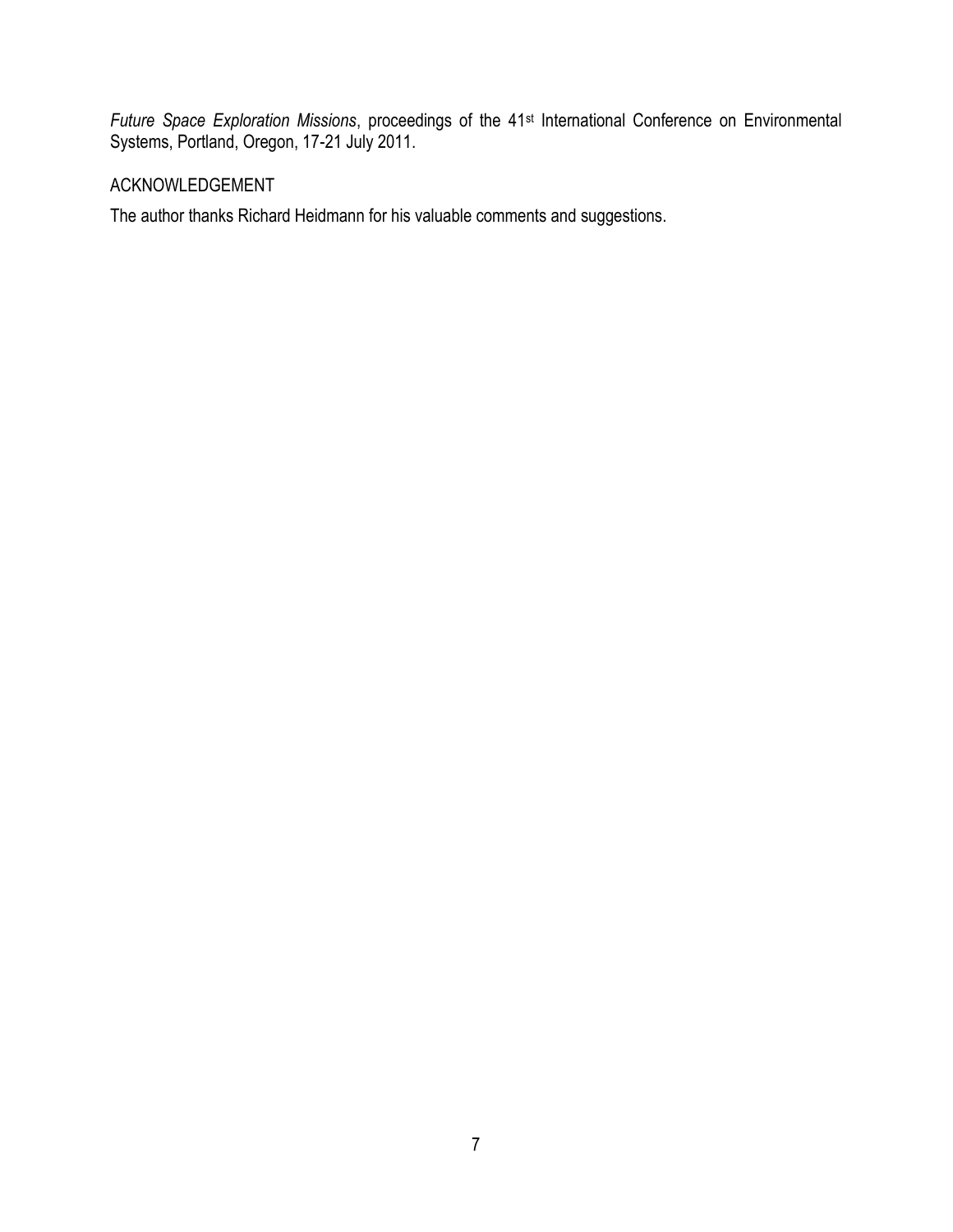*Future Space Exploration Missions*, proceedings of the 41st International Conference on Environmental Systems, Portland, Oregon, 17-21 July 2011.

## ACKNOWLEDGEMENT

The author thanks Richard Heidmann for his valuable comments and suggestions.